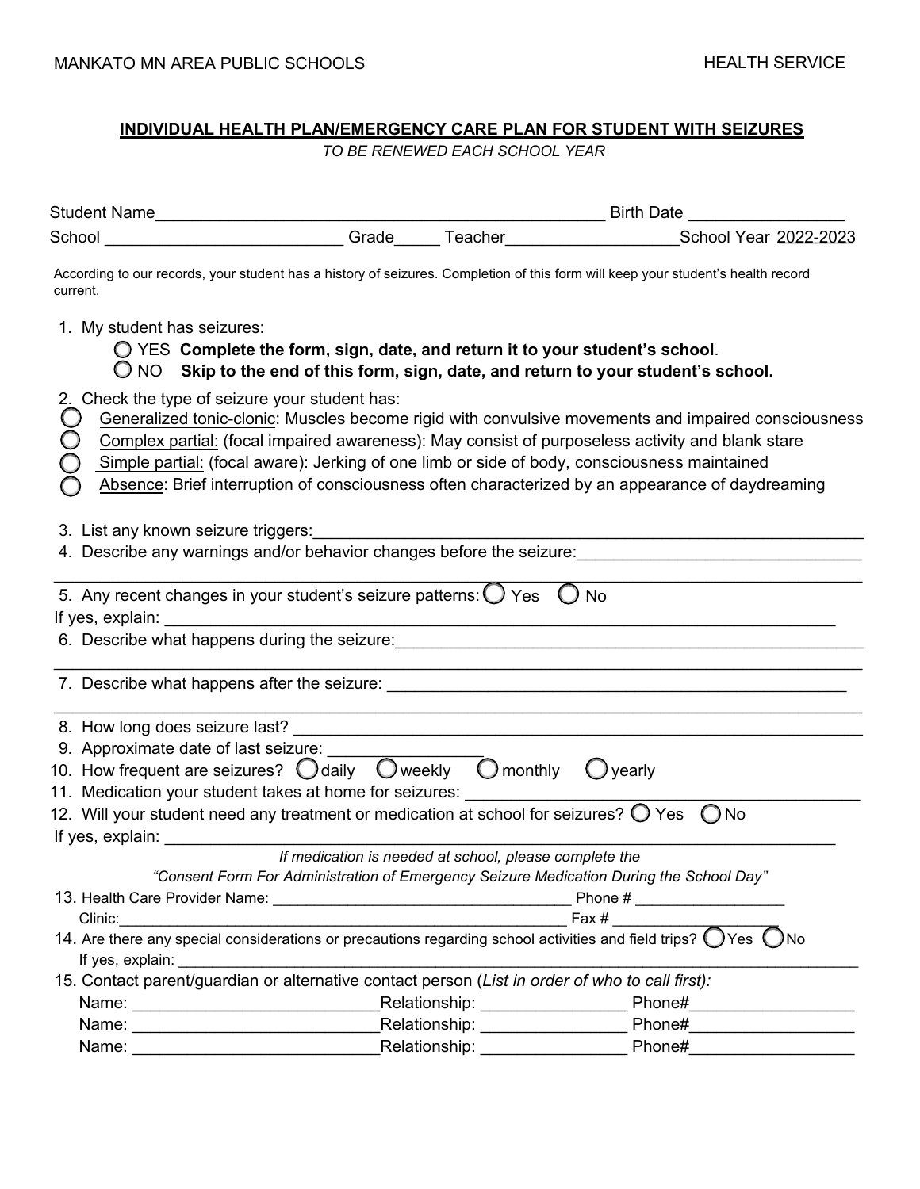MANKATO MN AREA PUBLIC SCHOOLS HEALTH SERVICE

## INDIVIDUAL HEALTH PLAN/EMERGENCY CARE PLAN FOR STUDENT WITH SEIZURES

*TO BE RENEWED EACH SCHOOL YEAR*

Student Name\_\_\_\_\_\_\_\_\_\_\_\_\_\_\_\_\_\_\_\_\_\_\_\_\_\_\_\_\_\_\_\_\_\_\_\_\_\_\_\_\_\_\_\_\_\_ Birth Date \_\_\_\_\_\_\_\_\_\_\_\_\_\_\_\_

School \_\_\_\_\_\_\_\_\_\_\_\_\_\_\_\_\_\_\_\_\_\_\_\_\_\_ Grade\_\_\_\_\_ Teacher\_\_\_\_\_\_\_\_\_\_\_\_\_\_\_\_\_\_School Year 2022-2023

According to our records, your student has a history of seizures. Completion of this form will keep your student's health record current.

1. My student has seizures:
   - ◯ YES **Complete the form, sign, date, and return it to your student's school**.
   - ◯ NO **Skip to the end of this form, sign, date, and return to your student's school.**

2. Check the type of seizure your student has:
   - ◯ Generalized tonic-clonic: Muscles become rigid with convulsive movements and impaired consciousness
   - ◯ Complex partial: (focal impaired awareness): May consist of purposeless activity and blank stare
   - ◯ Simple partial: (focal aware): Jerking of one limb or side of body, consciousness maintained
   - ◯ Absence: Brief interruption of consciousness often characterized by an appearance of daydreaming

3. List any known seizure triggers:\_\_\_\_\_\_\_\_\_\_\_\_\_\_\_\_\_\_\_\_\_\_\_\_\_\_\_\_\_\_\_\_\_\_\_\_\_\_\_\_\_\_\_\_\_\_\_\_\_\_\_\_\_\_\_\_\_\_\_\_
4. Describe any warnings and/or behavior changes before the seizure:\_\_\_\_\_\_\_\_\_\_\_\_\_\_\_\_\_\_\_\_\_\_\_\_\_\_\_\_\_\_\_

   \_\_\_\_\_\_\_\_\_\_\_\_\_\_\_\_\_\_\_\_\_\_\_\_\_\_\_\_\_\_\_\_\_\_\_\_\_\_\_\_\_\_\_\_\_\_\_\_\_\_\_\_\_\_\_\_\_\_\_\_\_\_\_\_\_\_\_\_\_\_\_\_\_\_\_\_\_\_\_\_\_\_\_\_\_\_
5. Any recent changes in your student's seizure patterns: ◯ Yes ◯ No

   If yes, explain: \_\_\_\_\_\_\_\_\_\_\_\_\_\_\_\_\_\_\_\_\_\_\_\_\_\_\_\_\_\_\_\_\_\_\_\_\_\_\_\_\_\_\_\_\_\_\_\_\_\_\_\_\_\_\_\_\_\_\_\_\_\_\_\_\_\_\_\_\_\_\_\_\_\_
6. Describe what happens during the seizure:\_\_\_\_\_\_\_\_\_\_\_\_\_\_\_\_\_\_\_\_\_\_\_\_\_\_\_\_\_\_\_\_\_\_\_\_\_\_\_\_\_\_\_\_\_\_\_\_\_\_\_\_\_

   \_\_\_\_\_\_\_\_\_\_\_\_\_\_\_\_\_\_\_\_\_\_\_\_\_\_\_\_\_\_\_\_\_\_\_\_\_\_\_\_\_\_\_\_\_\_\_\_\_\_\_\_\_\_\_\_\_\_\_\_\_\_\_\_\_\_\_\_\_\_\_\_\_\_\_\_\_\_\_\_\_\_\_\_\_\_
7. Describe what happens after the seizure: \_\_\_\_\_\_\_\_\_\_\_\_\_\_\_\_\_\_\_\_\_\_\_\_\_\_\_\_\_\_\_\_\_\_\_\_\_\_\_\_\_\_\_\_\_\_\_\_\_\_\_

   \_\_\_\_\_\_\_\_\_\_\_\_\_\_\_\_\_\_\_\_\_\_\_\_\_\_\_\_\_\_\_\_\_\_\_\_\_\_\_\_\_\_\_\_\_\_\_\_\_\_\_\_\_\_\_\_\_\_\_\_\_\_\_\_\_\_\_\_\_\_\_\_\_\_\_\_\_\_\_\_\_\_\_\_\_\_
8. How long does seizure last? \_\_\_\_\_\_\_\_\_\_\_\_\_\_\_\_\_\_\_\_\_\_\_\_\_\_\_\_\_\_\_\_\_\_\_\_\_\_\_\_\_\_\_\_\_\_\_\_\_\_\_\_\_\_\_\_\_\_\_\_\_\_\_
9. Approximate date of last seizure: \_\_\_\_\_\_\_\_\_\_\_\_\_\_\_\_
10. How frequent are seizures? ◯ daily ◯ weekly ◯ monthly ◯ yearly
11. Medication your student takes at home for seizures: \_\_\_\_\_\_\_\_\_\_\_\_\_\_\_\_\_\_\_\_\_\_\_\_\_\_\_\_\_\_\_\_\_\_\_\_\_\_\_\_\_\_\_
12. Will your student need any treatment or medication at school for seizures? ◯ Yes ◯ No

    If yes, explain: \_\_\_\_\_\_\_\_\_\_\_\_\_\_\_\_\_\_\_\_\_\_\_\_\_\_\_\_\_\_\_\_\_\_\_\_\_\_\_\_\_\_\_\_\_\_\_\_\_\_\_\_\_\_\_\_\_\_\_\_\_\_\_\_\_\_\_\_\_\_\_\_\_\_

    *If medication is needed at school, please complete the*
    *"Consent Form For Administration of Emergency Seizure Medication During the School Day"*
13. Health Care Provider Name: \_\_\_\_\_\_\_\_\_\_\_\_\_\_\_\_\_\_\_\_\_\_\_\_\_\_\_\_\_\_\_\_\_\_\_ Phone # \_\_\_\_\_\_\_\_\_\_\_\_\_\_\_\_\_

    Clinic:\_\_\_\_\_\_\_\_\_\_\_\_\_\_\_\_\_\_\_\_\_\_\_\_\_\_\_\_\_\_\_\_\_\_\_\_\_\_\_\_\_\_\_\_\_\_\_\_\_\_\_\_\_\_\_ Fax # \_\_\_\_\_\_\_\_\_\_\_\_\_\_\_\_\_\_\_
14. Are there any special considerations or precautions regarding school activities and field trips? ◯ Yes ◯ No

    If yes, explain: \_\_\_\_\_\_\_\_\_\_\_\_\_\_\_\_\_\_\_\_\_\_\_\_\_\_\_\_\_\_\_\_\_\_\_\_\_\_\_\_\_\_\_\_\_\_\_\_\_\_\_\_\_\_\_\_\_\_\_\_\_\_\_\_\_\_\_\_\_\_\_\_\_\_\_\_\_\_\_\_\_
15. Contact parent/guardian or alternative contact person (*List in order of who to call first):*

    Name: \_\_\_\_\_\_\_\_\_\_\_\_\_\_\_\_\_\_\_\_\_\_\_\_\_\_\_Relationship: \_\_\_\_\_\_\_\_\_\_\_\_\_\_\_ Phone#\_\_\_\_\_\_\_\_\_\_\_\_\_\_\_\_\_

    Name: \_\_\_\_\_\_\_\_\_\_\_\_\_\_\_\_\_\_\_\_\_\_\_\_\_\_\_Relationship: \_\_\_\_\_\_\_\_\_\_\_\_\_\_\_ Phone#\_\_\_\_\_\_\_\_\_\_\_\_\_\_\_\_\_

    Name: \_\_\_\_\_\_\_\_\_\_\_\_\_\_\_\_\_\_\_\_\_\_\_\_\_\_\_Relationship: \_\_\_\_\_\_\_\_\_\_\_\_\_\_\_ Phone#\_\_\_\_\_\_\_\_\_\_\_\_\_\_\_\_\_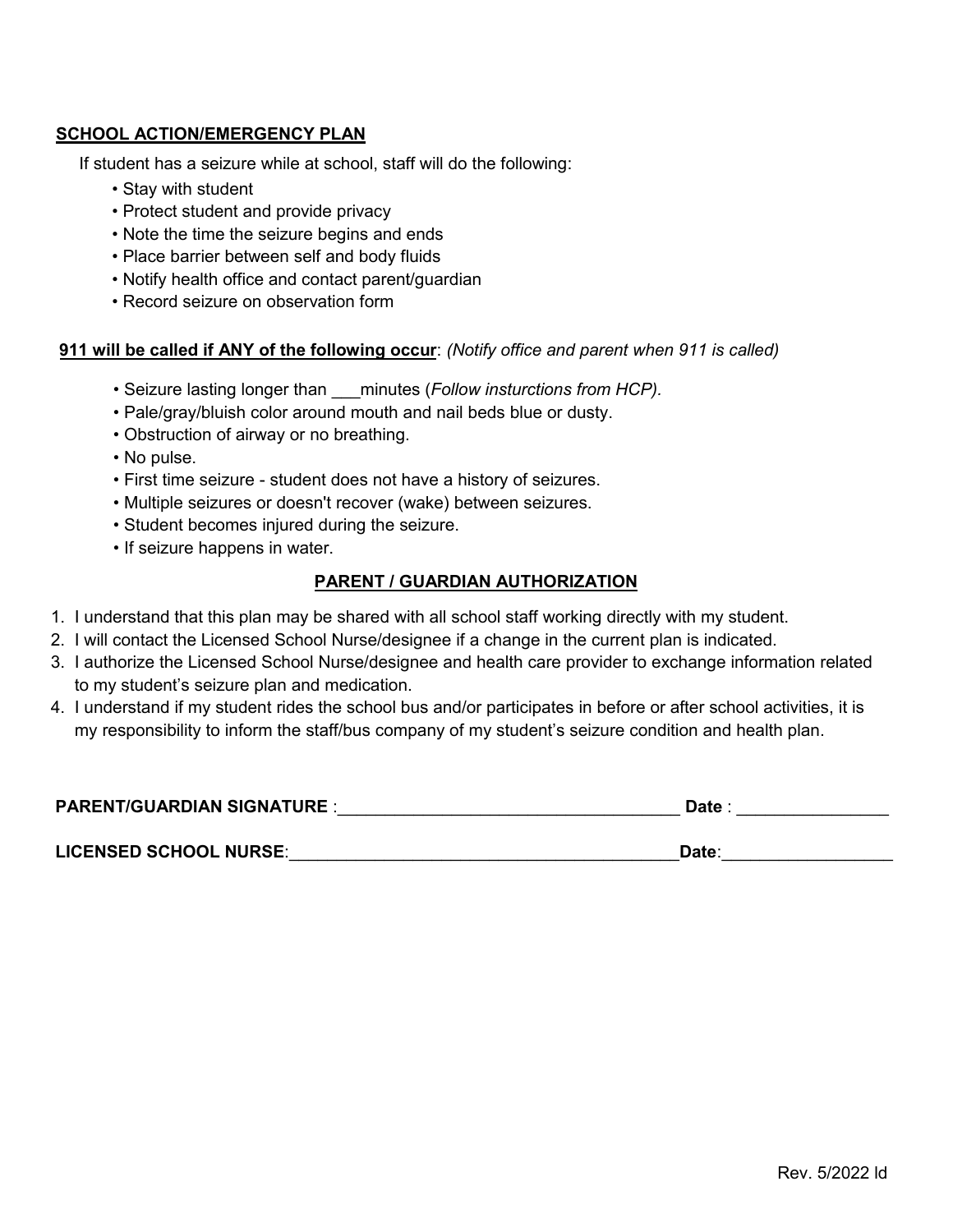**SCHOOL ACTION/EMERGENCY PLAN**

If student has a seizure while at school, staff will do the following:

- Stay with student
- Protect student and provide privacy
- Note the time the seizure begins and ends
- Place barrier between self and body fluids
- Notify health office and contact parent/guardian
- Record seizure on observation form

**911 will be called if ANY of the following occur**: *(Notify office and parent when 911 is called)*

- Seizure lasting longer than ___minutes (*Follow insturctions from HCP).*
- Pale/gray/bluish color around mouth and nail beds blue or dusty.
- Obstruction of airway or no breathing.
- No pulse.
- First time seizure - student does not have a history of seizures.
- Multiple seizures or doesn't recover (wake) between seizures.
- Student becomes injured during the seizure.
- If seizure happens in water.

**PARENT / GUARDIAN AUTHORIZATION**

1. I understand that this plan may be shared with all school staff working directly with my student.
2. I will contact the Licensed School Nurse/designee if a change in the current plan is indicated.
3. I authorize the Licensed School Nurse/designee and health care provider to exchange information related to my student's seizure plan and medication.
4. I understand if my student rides the school bus and/or participates in before or after school activities, it is my responsibility to inform the staff/bus company of my student's seizure condition and health plan.

**PARENT/GUARDIAN SIGNATURE** :___________________________________ **Date** : _______________

**LICENSED SCHOOL NURSE**:________________________________________**Date**:_________________

Rev. 5/2022 ld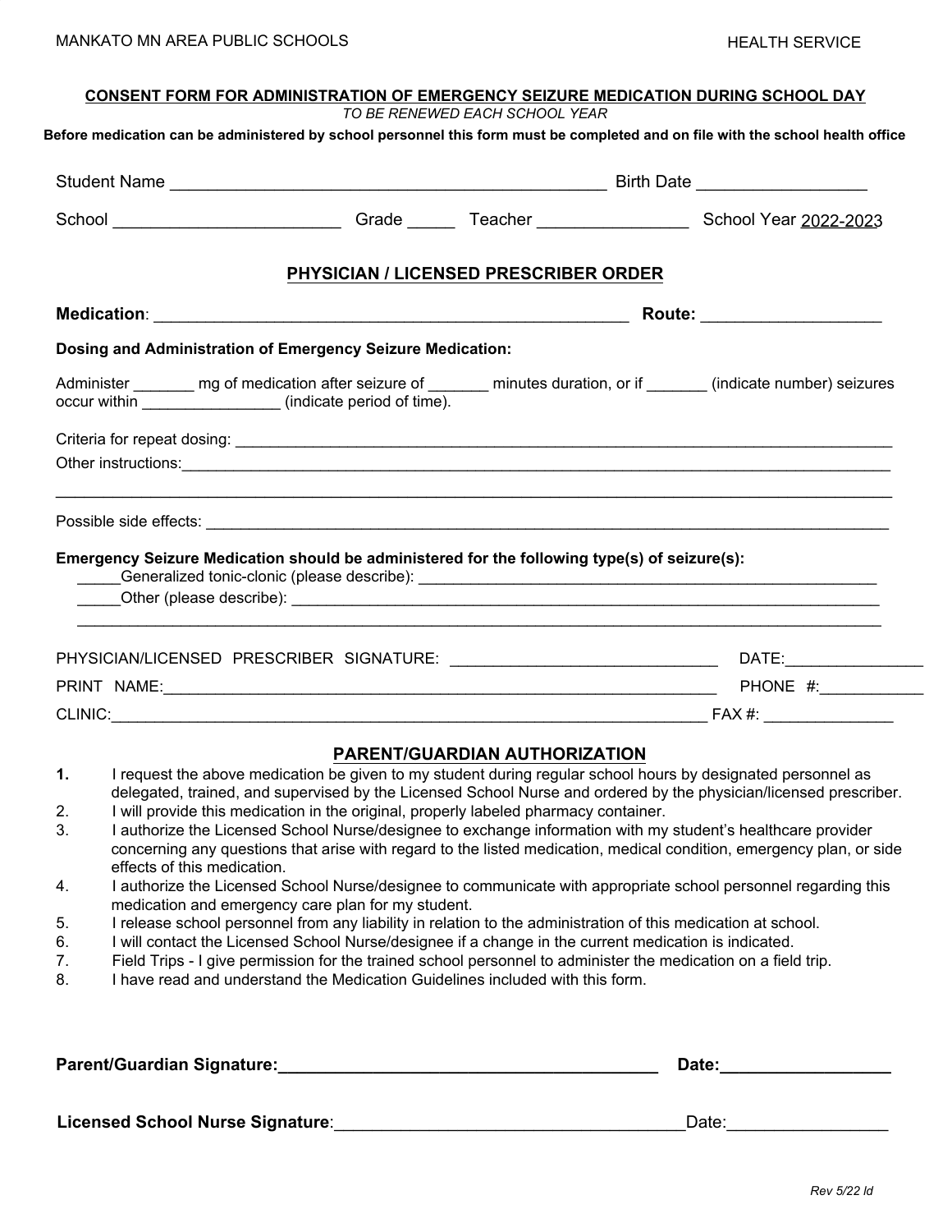MANKATO MN AREA PUBLIC SCHOOLS

HEALTH SERVICE

**CONSENT FORM FOR ADMINISTRATION OF EMERGENCY SEIZURE MEDICATION DURING SCHOOL DAY**

*TO BE RENEWED EACH SCHOOL YEAR*

**Before medication can be administered by school personnel this form must be completed and on file with the school health office**

Student Name _______________________________________________ Birth Date __________________

School ________________________ Grade _____ Teacher ________________ School Year 2022-2023

## PHYSICIAN / LICENSED PRESCRIBER ORDER

**Medication**: ____________________________________________________ **Route:** ___________________

**Dosing and Administration of Emergency Seizure Medication:**

Administer _______ mg of medication after seizure of _______ minutes duration, or if _______ (indicate number) seizures occur within ________________ (indicate period of time).

Criteria for repeat dosing: ___________________________________________________________________________

Other instructions:_________________________________________________________________________________

________________________________________________________________________________________________

Possible side effects: _______________________________________________________________________________

**Emergency Seizure Medication should be administered for the following type(s) of seizure(s):**

_____Generalized tonic-clonic (please describe): ______________________________________________________

_____Other (please describe): _____________________________________________________________________

______________________________________________________________________________________________

PHYSICIAN/LICENSED PRESCRIBER SIGNATURE: ______________________________ DATE:_______________

PRINT NAME:_______________________________________________________________ PHONE #:____________

CLINIC:____________________________________________________________________ FAX #: _______________

## PARENT/GUARDIAN AUTHORIZATION

1. I request the above medication be given to my student during regular school hours by designated personnel as delegated, trained, and supervised by the Licensed School Nurse and ordered by the physician/licensed prescriber.
2. I will provide this medication in the original, properly labeled pharmacy container.
3. I authorize the Licensed School Nurse/designee to exchange information with my student's healthcare provider concerning any questions that arise with regard to the listed medication, medical condition, emergency plan, or side effects of this medication.
4. I authorize the Licensed School Nurse/designee to communicate with appropriate school personnel regarding this medication and emergency care plan for my student.
5. I release school personnel from any liability in relation to the administration of this medication at school.
6. I will contact the Licensed School Nurse/designee if a change in the current medication is indicated.
7. Field Trips - I give permission for the trained school personnel to administer the medication on a field trip.
8. I have read and understand the Medication Guidelines included with this form.

**Parent/Guardian Signature:__________________________________________ Date:__________________**

**Licensed School Nurse Signature**:______________________________________Date:_________________

*Rev 5/22 ld*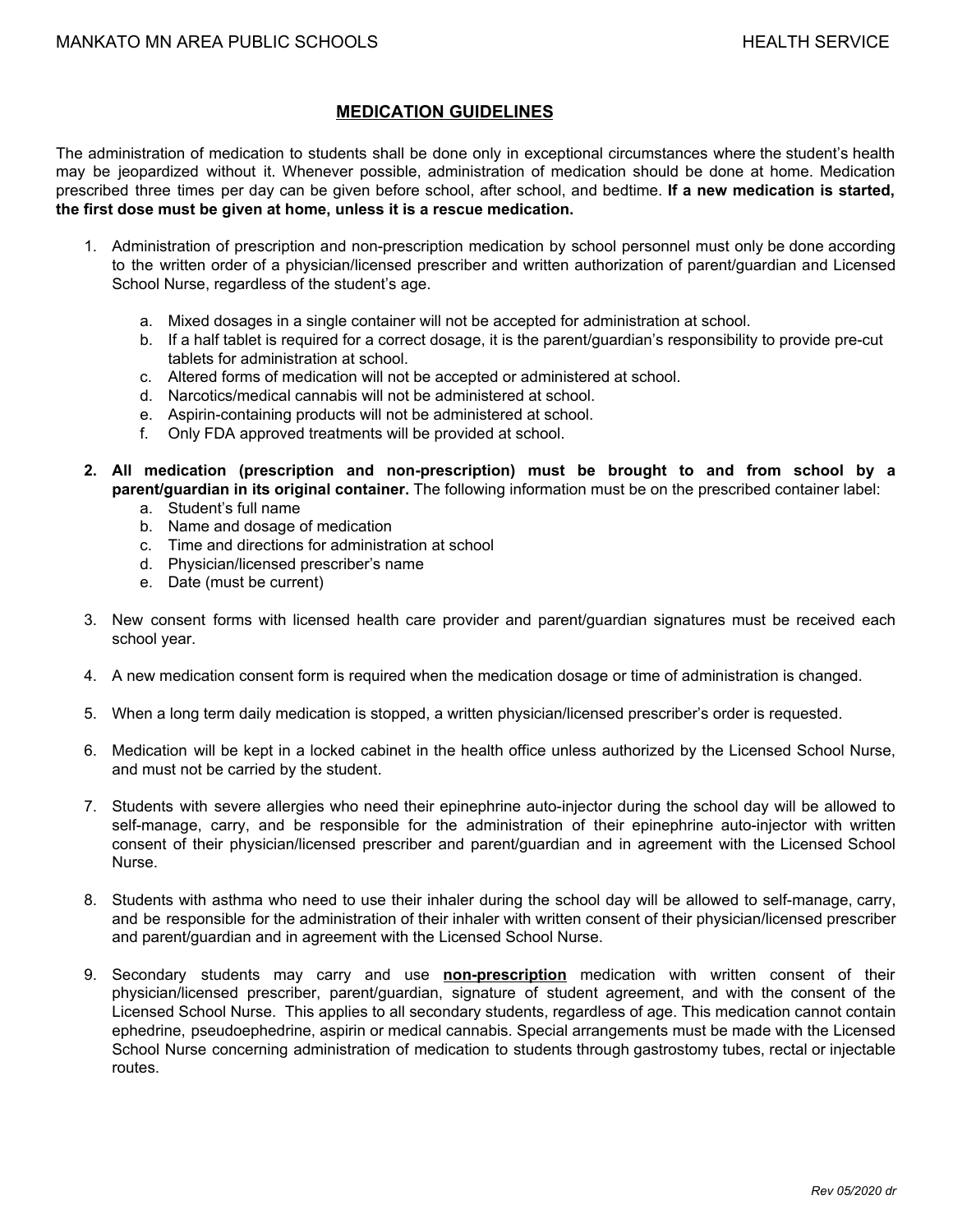## MEDICATION GUIDELINES

The administration of medication to students shall be done only in exceptional circumstances where the student's health may be jeopardized without it. Whenever possible, administration of medication should be done at home. Medication prescribed three times per day can be given before school, after school, and bedtime. **If a new medication is started, the first dose must be given at home, unless it is a rescue medication.**

1. Administration of prescription and non-prescription medication by school personnel must only be done according to the written order of a physician/licensed prescriber and written authorization of parent/guardian and Licensed School Nurse, regardless of the student's age.
    a. Mixed dosages in a single container will not be accepted for administration at school.
    b. If a half tablet is required for a correct dosage, it is the parent/guardian's responsibility to provide pre-cut tablets for administration at school.
    c. Altered forms of medication will not be accepted or administered at school.
    d. Narcotics/medical cannabis will not be administered at school.
    e. Aspirin-containing products will not be administered at school.
    f. Only FDA approved treatments will be provided at school.

2. **All medication (prescription and non-prescription) must be brought to and from school by a parent/guardian in its original container.** The following information must be on the prescribed container label:
    a. Student's full name
    b. Name and dosage of medication
    c. Time and directions for administration at school
    d. Physician/licensed prescriber's name
    e. Date (must be current)

3. New consent forms with licensed health care provider and parent/guardian signatures must be received each school year.

4. A new medication consent form is required when the medication dosage or time of administration is changed.

5. When a long term daily medication is stopped, a written physician/licensed prescriber's order is requested.

6. Medication will be kept in a locked cabinet in the health office unless authorized by the Licensed School Nurse, and must not be carried by the student.

7. Students with severe allergies who need their epinephrine auto-injector during the school day will be allowed to self-manage, carry, and be responsible for the administration of their epinephrine auto-injector with written consent of their physician/licensed prescriber and parent/guardian and in agreement with the Licensed School Nurse.

8. Students with asthma who need to use their inhaler during the school day will be allowed to self-manage, carry, and be responsible for the administration of their inhaler with written consent of their physician/licensed prescriber and parent/guardian and in agreement with the Licensed School Nurse.

9. Secondary students may carry and use **non-prescription** medication with written consent of their physician/licensed prescriber, parent/guardian, signature of student agreement, and with the consent of the Licensed School Nurse. This applies to all secondary students, regardless of age. This medication cannot contain ephedrine, pseudoephedrine, aspirin or medical cannabis. Special arrangements must be made with the Licensed School Nurse concerning administration of medication to students through gastrostomy tubes, rectal or injectable routes.

*Rev 05/2020 dr*